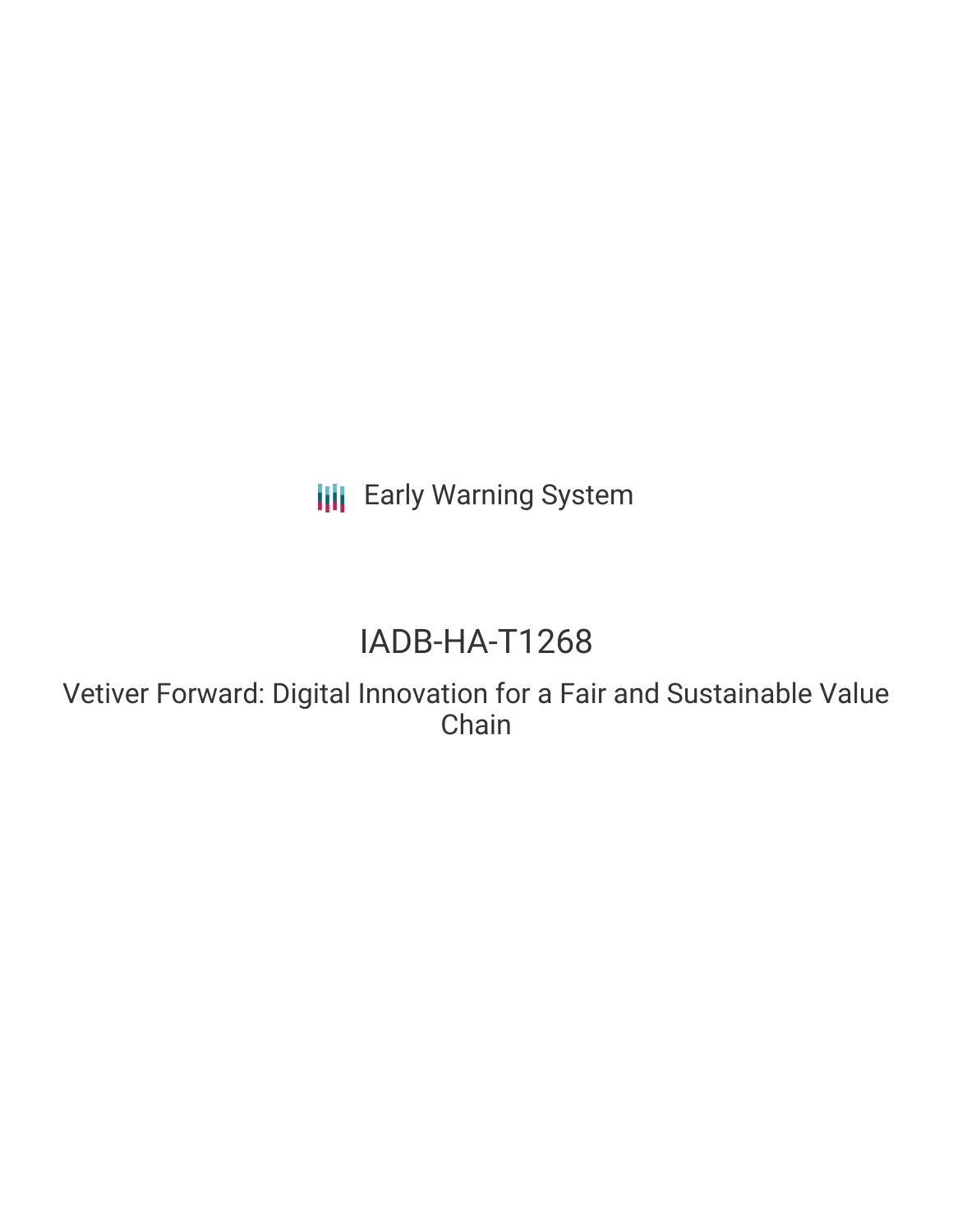Early Warning System

# IADB-HA-T1268

## Vetiver Forward: Digital Innovation for a Fair and Sustainable Value Chain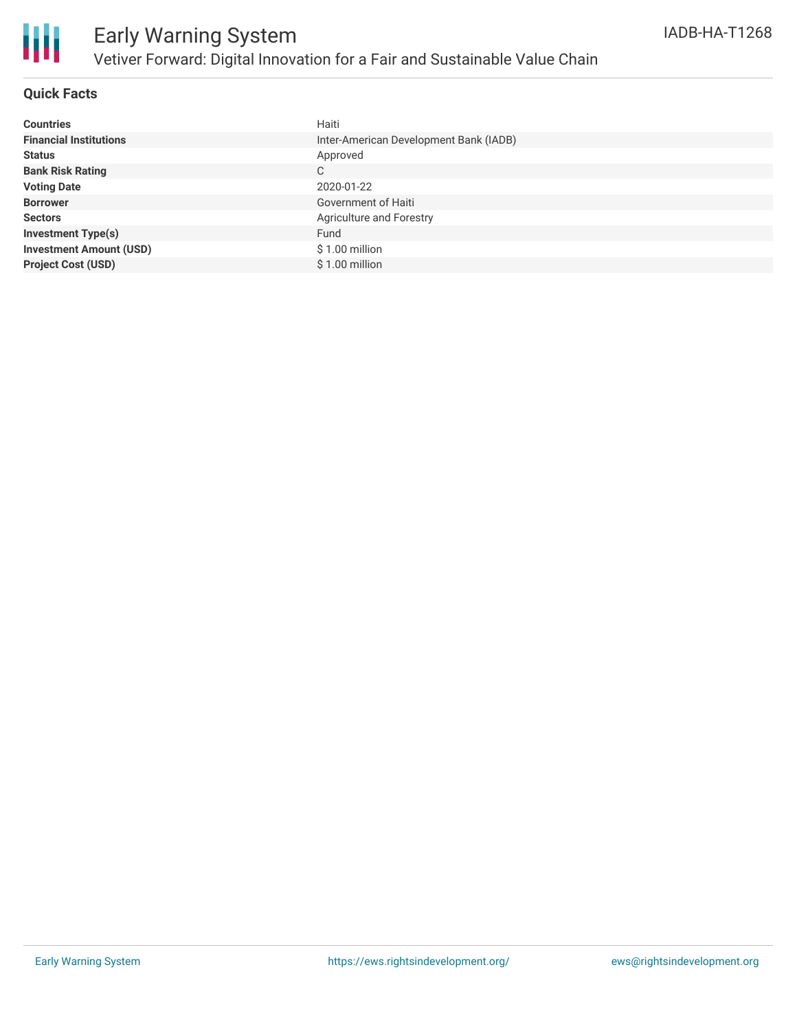# Early Warning System

## Vetiver Forward: Digital Innovation for a Fair and Sustainable Value Chain

IADB-HA-T1268

### Quick Facts

| | |
|---|---|
| **Countries** | Haiti |
| **Financial Institutions** | Inter-American Development Bank (IADB) |
| **Status** | Approved |
| **Bank Risk Rating** | C |
| **Voting Date** | 2020-01-22 |
| **Borrower** | Government of Haiti |
| **Sectors** | Agriculture and Forestry |
| **Investment Type(s)** | Fund |
| **Investment Amount (USD)** | $ 1.00 million |
| **Project Cost (USD)** | $ 1.00 million |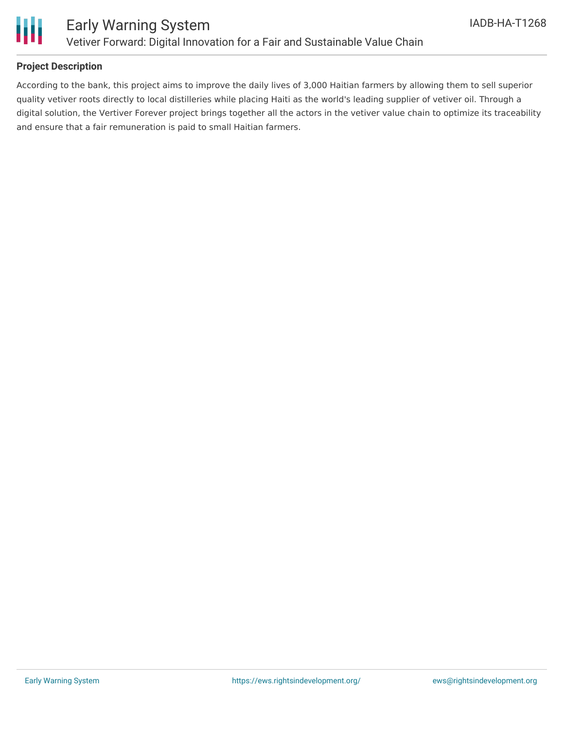**Project Description**

According to the bank, this project aims to improve the daily lives of 3,000 Haitian farmers by allowing them to sell superior quality vetiver roots directly to local distilleries while placing Haiti as the world's leading supplier of vetiver oil. Through a digital solution, the Vertiver Forever project brings together all the actors in the vetiver value chain to optimize its traceability and ensure that a fair remuneration is paid to small Haitian farmers.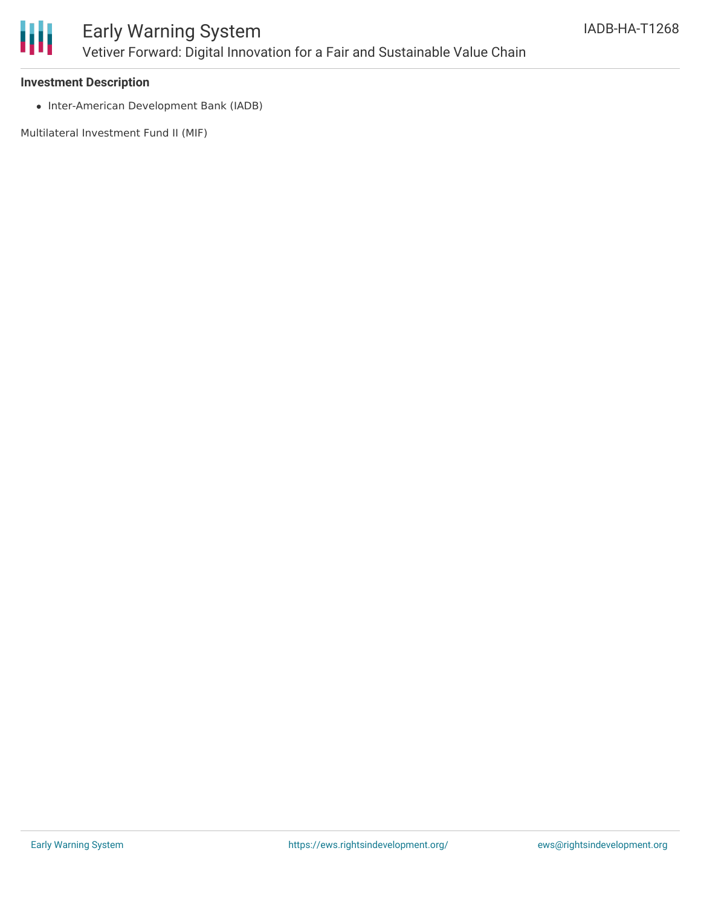### Investment Description

- Inter-American Development Bank (IADB)

Multilateral Investment Fund II (MIF)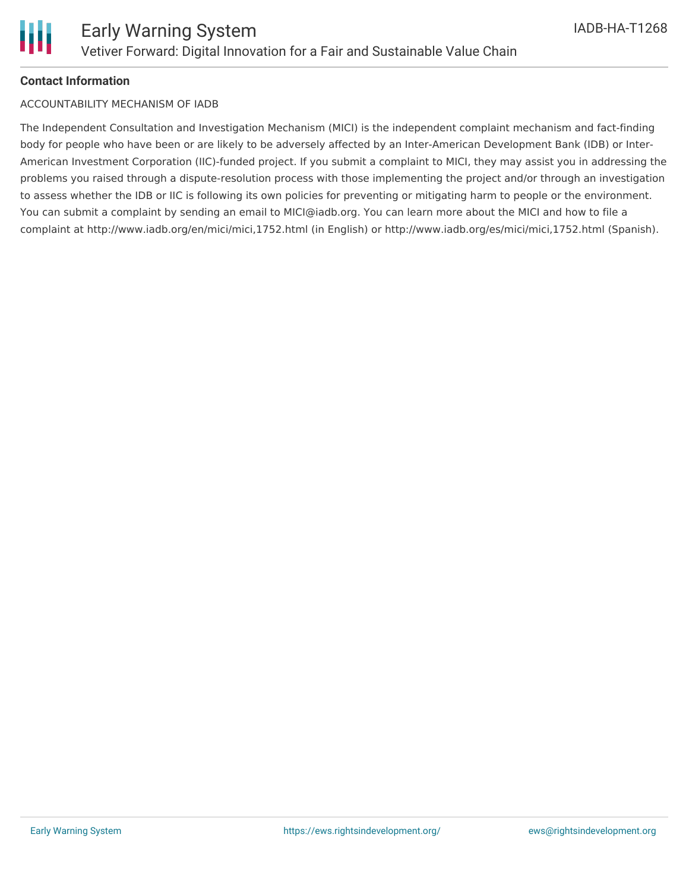**Contact Information**

ACCOUNTABILITY MECHANISM OF IADB

The Independent Consultation and Investigation Mechanism (MICI) is the independent complaint mechanism and fact-finding body for people who have been or are likely to be adversely affected by an Inter-American Development Bank (IDB) or Inter-American Investment Corporation (IIC)-funded project. If you submit a complaint to MICI, they may assist you in addressing the problems you raised through a dispute-resolution process with those implementing the project and/or through an investigation to assess whether the IDB or IIC is following its own policies for preventing or mitigating harm to people or the environment. You can submit a complaint by sending an email to MICI@iadb.org. You can learn more about the MICI and how to file a complaint at http://www.iadb.org/en/mici/mici,1752.html (in English) or http://www.iadb.org/es/mici/mici,1752.html (Spanish).